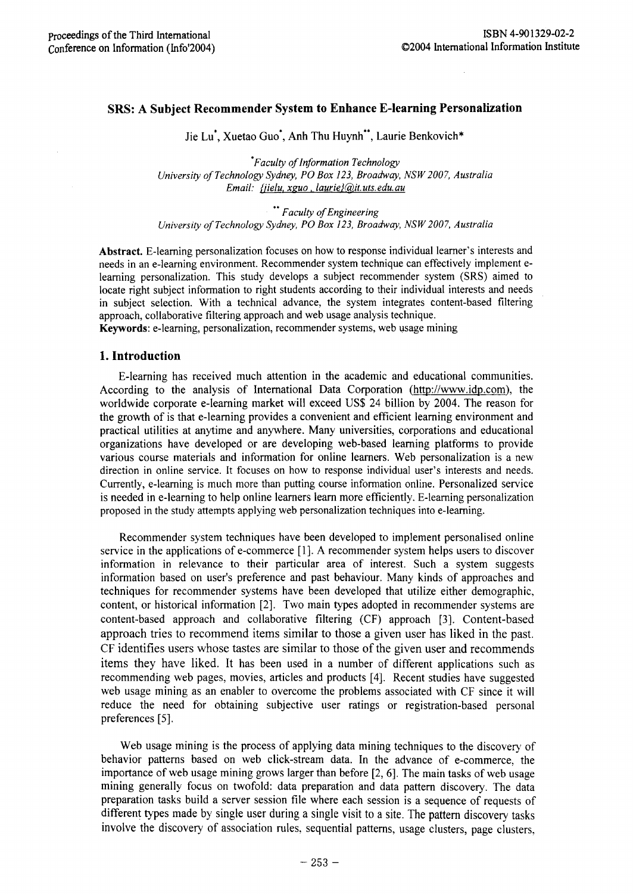# SRS: A Subject Recommender System to Enhance E-learning Personalization

Jie Lu*, Xuetao Guo*, Anh Thu Huynh**, Laurie Benkovich*

*Faculty of Information Technology*
*University of Technology Sydney, PO Box 123, Broadway, NSW 2007, Australia*
*Email: {jielu, xguo , laurie}@it.uts.edu.au*

** *Faculty of Engineering*
*University of Technology Sydney, PO Box 123, Broadway, NSW 2007, Australia*

**Abstract.** E-learning personalization focuses on how to response individual learner's interests and needs in an e-learning environment. Recommender system technique can effectively implement e-learning personalization. This study develops a subject recommender system (SRS) aimed to locate right subject information to right students according to their individual interests and needs in subject selection. With a technical advance, the system integrates content-based filtering approach, collaborative filtering approach and web usage analysis technique.

**Keywords**: e-learning, personalization, recommender systems, web usage mining

## 1. Introduction

E-learning has received much attention in the academic and educational communities. According to the analysis of International Data Corporation (http://www.idp.com), the worldwide corporate e-learning market will exceed US$ 24 billion by 2004. The reason for the growth of is that e-learning provides a convenient and efficient learning environment and practical utilities at anytime and anywhere. Many universities, corporations and educational organizations have developed or are developing web-based learning platforms to provide various course materials and information for online learners. Web personalization is a new direction in online service. It focuses on how to response individual user's interests and needs. Currently, e-learning is much more than putting course information online. Personalized service is needed in e-learning to help online learners learn more efficiently. E-learning personalization proposed in the study attempts applying web personalization techniques into e-learning.

Recommender system techniques have been developed to implement personalised online service in the applications of e-commerce [1]. A recommender system helps users to discover information in relevance to their particular area of interest. Such a system suggests information based on user's preference and past behaviour. Many kinds of approaches and techniques for recommender systems have been developed that utilize either demographic, content, or historical information [2]. Two main types adopted in recommender systems are content-based approach and collaborative filtering (CF) approach [3]. Content-based approach tries to recommend items similar to those a given user has liked in the past. CF identifies users whose tastes are similar to those of the given user and recommends items they have liked. It has been used in a number of different applications such as recommending web pages, movies, articles and products [4]. Recent studies have suggested web usage mining as an enabler to overcome the problems associated with CF since it will reduce the need for obtaining subjective user ratings or registration-based personal preferences [5].

Web usage mining is the process of applying data mining techniques to the discovery of behavior patterns based on web click-stream data. In the advance of e-commerce, the importance of web usage mining grows larger than before [2, 6]. The main tasks of web usage mining generally focus on twofold: data preparation and data pattern discovery. The data preparation tasks build a server session file where each session is a sequence of requests of different types made by single user during a single visit to a site. The pattern discovery tasks involve the discovery of association rules, sequential patterns, usage clusters, page clusters,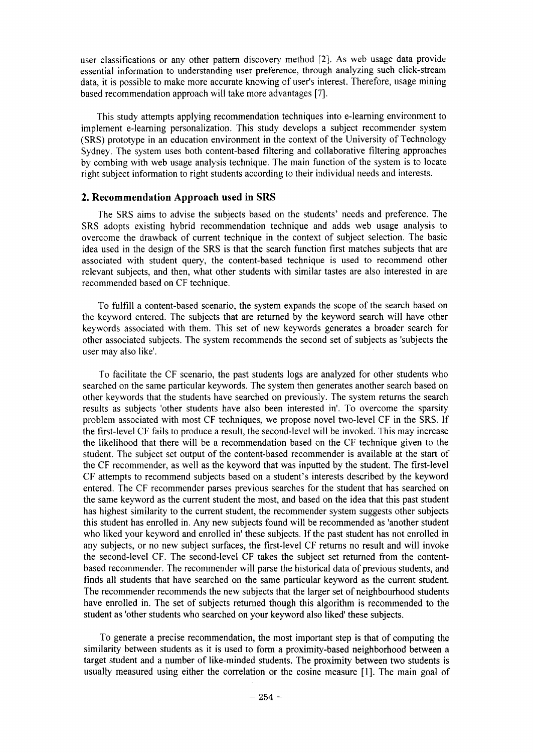user classifications or any other pattern discovery method [2]. As web usage data provide essential information to understanding user preference, through analyzing such click-stream data, it is possible to make more accurate knowing of user's interest. Therefore, usage mining based recommendation approach will take more advantages [7].

This study attempts applying recommendation techniques into e-learning environment to implement e-learning personalization. This study develops a subject recommender system (SRS) prototype in an education environment in the context of the University of Technology Sydney. The system uses both content-based filtering and collaborative filtering approaches by combing with web usage analysis technique. The main function of the system is to locate right subject information to right students according to their individual needs and interests.

## 2. Recommendation Approach used in SRS

The SRS aims to advise the subjects based on the students' needs and preference. The SRS adopts existing hybrid recommendation technique and adds web usage analysis to overcome the drawback of current technique in the context of subject selection. The basic idea used in the design of the SRS is that the search function first matches subjects that are associated with student query, the content-based technique is used to recommend other relevant subjects, and then, what other students with similar tastes are also interested in are recommended based on CF technique.

To fulfill a content-based scenario, the system expands the scope of the search based on the keyword entered. The subjects that are returned by the keyword search will have other keywords associated with them. This set of new keywords generates a broader search for other associated subjects. The system recommends the second set of subjects as 'subjects the user may also like'.

To facilitate the CF scenario, the past students logs are analyzed for other students who searched on the same particular keywords. The system then generates another search based on other keywords that the students have searched on previously. The system returns the search results as subjects 'other students have also been interested in'. To overcome the sparsity problem associated with most CF techniques, we propose novel two-level CF in the SRS. If the first-level CF fails to produce a result, the second-level will be invoked. This may increase the likelihood that there will be a recommendation based on the CF technique given to the student. The subject set output of the content-based recommender is available at the start of the CF recommender, as well as the keyword that was inputted by the student. The first-level CF attempts to recommend subjects based on a student's interests described by the keyword entered. The CF recommender parses previous searches for the student that has searched on the same keyword as the current student the most, and based on the idea that this past student has highest similarity to the current student, the recommender system suggests other subjects this student has enrolled in. Any new subjects found will be recommended as 'another student who liked your keyword and enrolled in' these subjects. If the past student has not enrolled in any subjects, or no new subject surfaces, the first-level CF returns no result and will invoke the second-level CF. The second-level CF takes the subject set returned from the content-based recommender. The recommender will parse the historical data of previous students, and finds all students that have searched on the same particular keyword as the current student. The recommender recommends the new subjects that the larger set of neighbourhood students have enrolled in. The set of subjects returned though this algorithm is recommended to the student as 'other students who searched on your keyword also liked' these subjects.

To generate a precise recommendation, the most important step is that of computing the similarity between students as it is used to form a proximity-based neighborhood between a target student and a number of like-minded students. The proximity between two students is usually measured using either the correlation or the cosine measure [1]. The main goal of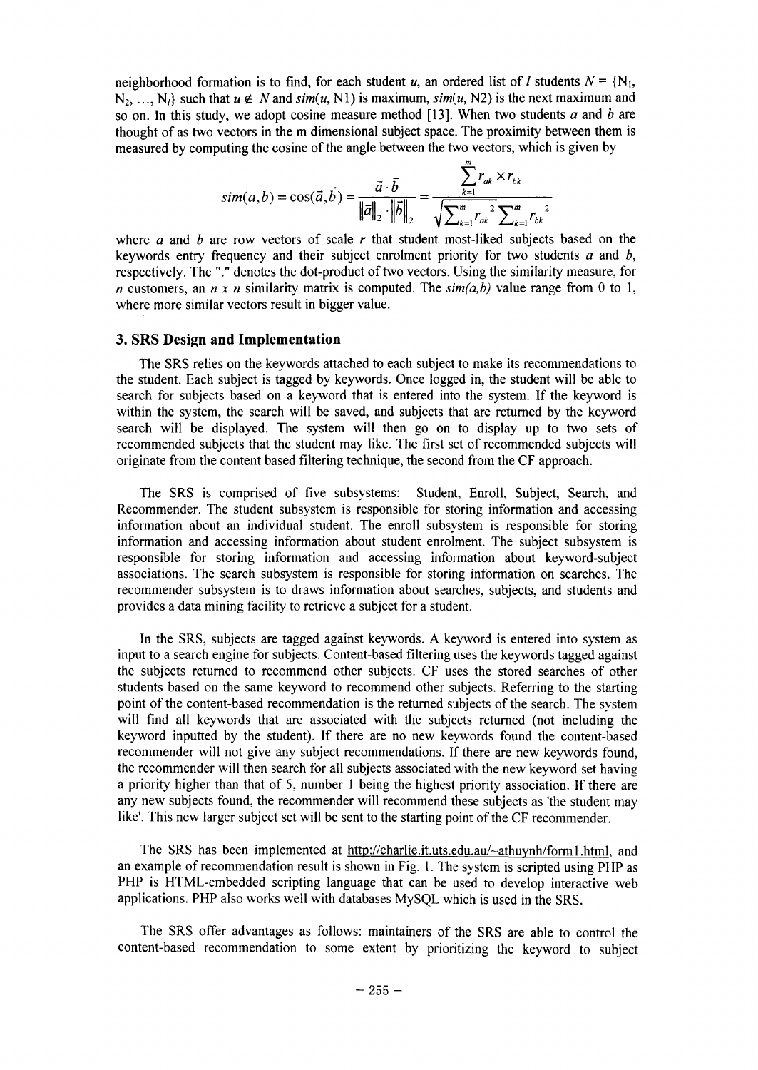neighborhood formation is to find, for each student $u$, an ordered list of $l$ students $N = \{N_1, N_2, \ldots, N_l\}$ such that $u \notin N$ and $sim(u, N1)$ is maximum, $sim(u, N2)$ is the next maximum and so on. In this study, we adopt cosine measure method [13]. When two students $a$ and $b$ are thought of as two vectors in the m dimensional subject space. The proximity between them is measured by computing the cosine of the angle between the two vectors, which is given by

$$sim(a,b) = \cos(\vec{a}, \vec{b}) = \frac{\vec{a} \cdot \vec{b}}{\|\vec{a}\|_2 \cdot \|\vec{b}\|_2} = \frac{\sum_{k=1}^{m} r_{ak} \times r_{bk}}{\sqrt{\sum_{k=1}^{m} r_{ak}^2 \sum_{k=1}^{m} r_{bk}^2}}$$

where $a$ and $b$ are row vectors of scale $r$ that student most-liked subjects based on the keywords entry frequency and their subject enrolment priority for two students $a$ and $b$, respectively. The "." denotes the dot-product of two vectors. Using the similarity measure, for $n$ customers, an $n \times n$ similarity matrix is computed. The $sim(a,b)$ value range from 0 to 1, where more similar vectors result in bigger value.

## 3. SRS Design and Implementation

The SRS relies on the keywords attached to each subject to make its recommendations to the student. Each subject is tagged by keywords. Once logged in, the student will be able to search for subjects based on a keyword that is entered into the system. If the keyword is within the system, the search will be saved, and subjects that are returned by the keyword search will be displayed. The system will then go on to display up to two sets of recommended subjects that the student may like. The first set of recommended subjects will originate from the content based filtering technique, the second from the CF approach.

The SRS is comprised of five subsystems: Student, Enroll, Subject, Search, and Recommender. The student subsystem is responsible for storing information and accessing information about an individual student. The enroll subsystem is responsible for storing information and accessing information about student enrolment. The subject subsystem is responsible for storing information and accessing information about keyword-subject associations. The search subsystem is responsible for storing information on searches. The recommender subsystem is to draws information about searches, subjects, and students and provides a data mining facility to retrieve a subject for a student.

In the SRS, subjects are tagged against keywords. A keyword is entered into system as input to a search engine for subjects. Content-based filtering uses the keywords tagged against the subjects returned to recommend other subjects. CF uses the stored searches of other students based on the same keyword to recommend other subjects. Referring to the starting point of the content-based recommendation is the returned subjects of the search. The system will find all keywords that are associated with the subjects returned (not including the keyword inputted by the student). If there are no new keywords found the content-based recommender will not give any subject recommendations. If there are new keywords found, the recommender will then search for all subjects associated with the new keyword set having a priority higher than that of 5, number 1 being the highest priority association. If there are any new subjects found, the recommender will recommend these subjects as 'the student may like'. This new larger subject set will be sent to the starting point of the CF recommender.

The SRS has been implemented at http://charlie.it.uts.edu.au/~athuynh/form1.html, and an example of recommendation result is shown in Fig. 1. The system is scripted using PHP as PHP is HTML-embedded scripting language that can be used to develop interactive web applications. PHP also works well with databases MySQL which is used in the SRS.

The SRS offer advantages as follows: maintainers of the SRS are able to control the content-based recommendation to some extent by prioritizing the keyword to subject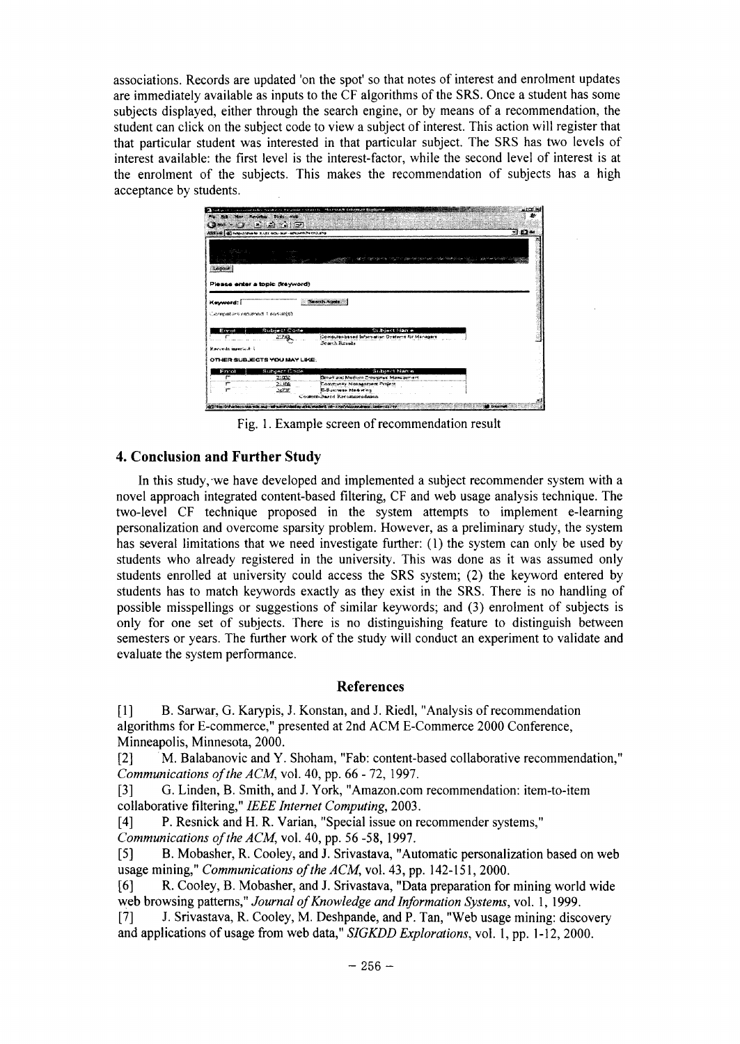associations. Records are updated 'on the spot' so that notes of interest and enrolment updates are immediately available as inputs to the CF algorithms of the SRS. Once a student has some subjects displayed, either through the search engine, or by means of a recommendation, the student can click on the subject code to view a subject of interest. This action will register that that particular student was interested in that particular subject. The SRS has two levels of interest available: the first level is the interest-factor, while the second level of interest is at the enrolment of the subjects. This makes the recommendation of subjects has a high acceptance by students.

Fig. 1. Example screen of recommendation result

## 4. Conclusion and Further Study

In this study, we have developed and implemented a subject recommender system with a novel approach integrated content-based filtering, CF and web usage analysis technique. The two-level CF technique proposed in the system attempts to implement e-learning personalization and overcome sparsity problem. However, as a preliminary study, the system has several limitations that we need investigate further: (1) the system can only be used by students who already registered in the university. This was done as it was assumed only students enrolled at university could access the SRS system; (2) the keyword entered by students has to match keywords exactly as they exist in the SRS. There is no handling of possible misspellings or suggestions of similar keywords; and (3) enrolment of subjects is only for one set of subjects. There is no distinguishing feature to distinguish between semesters or years. The further work of the study will conduct an experiment to validate and evaluate the system performance.

## References

[1] B. Sarwar, G. Karypis, J. Konstan, and J. Riedl, "Analysis of recommendation algorithms for E-commerce," presented at 2nd ACM E-Commerce 2000 Conference, Minneapolis, Minnesota, 2000.

[2] M. Balabanovic and Y. Shoham, "Fab: content-based collaborative recommendation," *Communications of the ACM*, vol. 40, pp. 66 - 72, 1997.

[3] G. Linden, B. Smith, and J. York, "Amazon.com recommendation: item-to-item collaborative filtering," *IEEE Internet Computing*, 2003.

[4] P. Resnick and H. R. Varian, "Special issue on recommender systems," *Communications of the ACM*, vol. 40, pp. 56 -58, 1997.

[5] B. Mobasher, R. Cooley, and J. Srivastava, "Automatic personalization based on web usage mining," *Communications of the ACM*, vol. 43, pp. 142-151, 2000.

[6] R. Cooley, B. Mobasher, and J. Srivastava, "Data preparation for mining world wide web browsing patterns," *Journal of Knowledge and Information Systems*, vol. 1, 1999.

[7] J. Srivastava, R. Cooley, M. Deshpande, and P. Tan, "Web usage mining: discovery and applications of usage from web data," *SIGKDD Explorations*, vol. 1, pp. 1-12, 2000.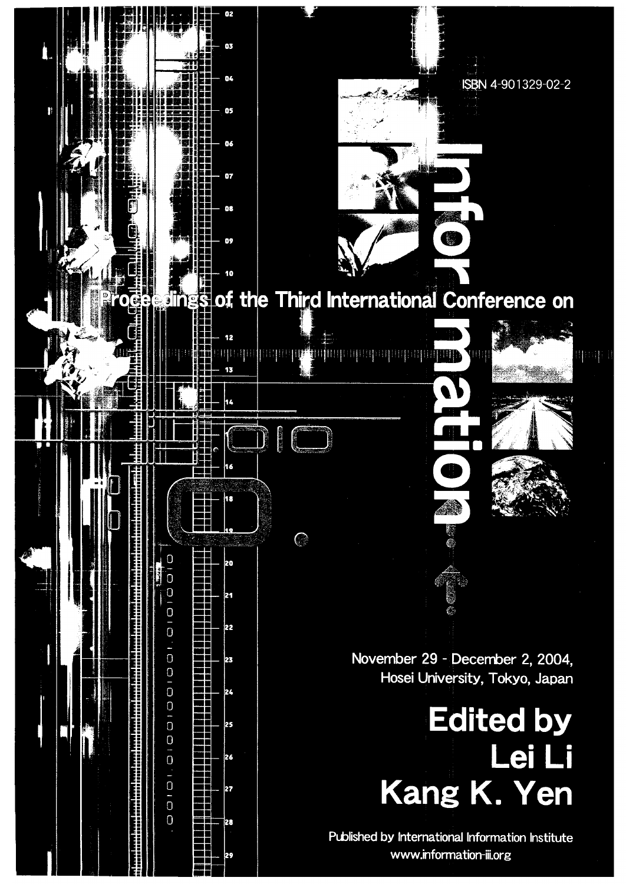ISBN 4-901329-02-2

Proceedings of the Third International Conference on

# Information

November 29 - December 2, 2004,
Hosei University, Tokyo, Japan

## Edited by
## Lei Li
## Kang K. Yen

Published by International Information Institute
www.information-iii.org